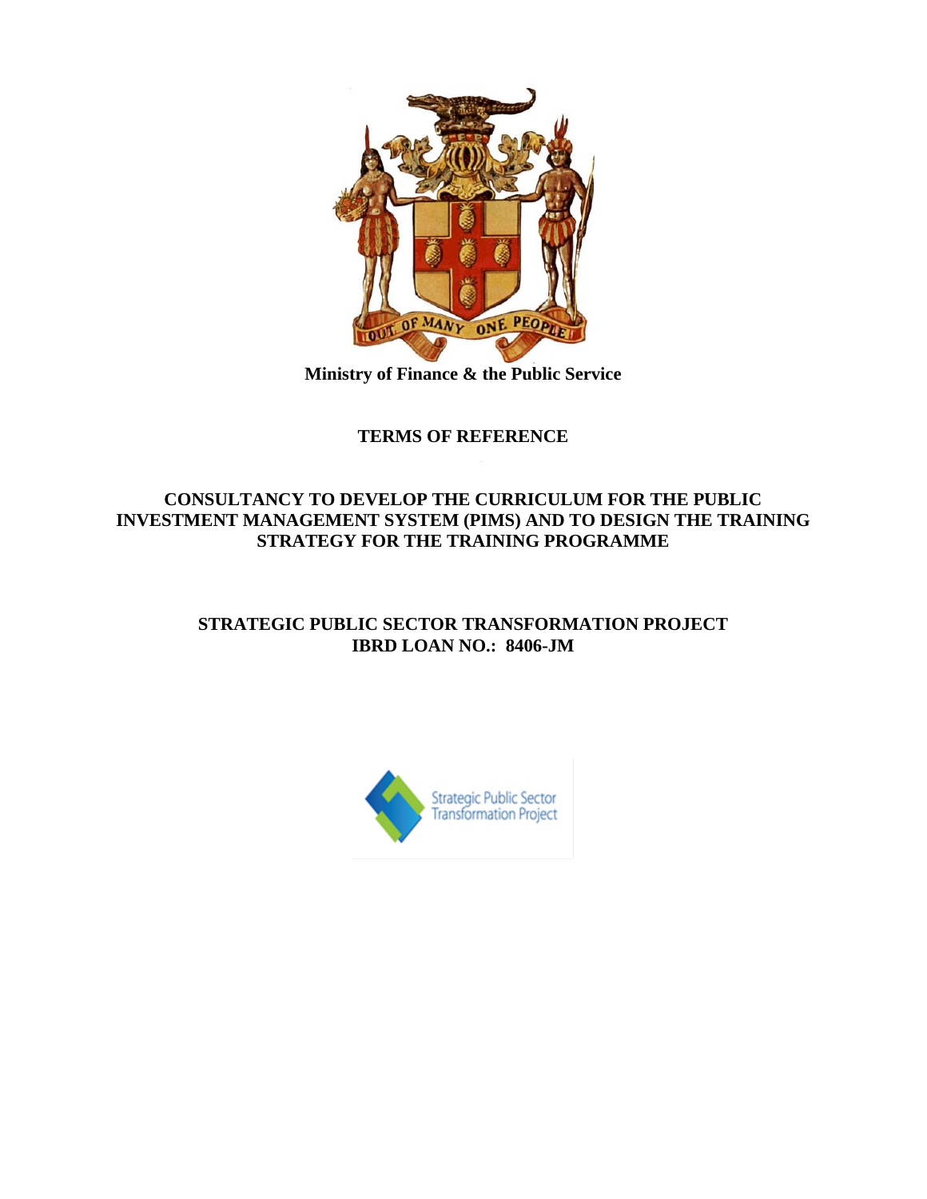**Ministry of Finance & the Public Service**

# TERMS OF REFERENCE

## CONSULTANCY TO DEVELOP THE CURRICULUM FOR THE PUBLIC INVESTMENT MANAGEMENT SYSTEM (PIMS) AND TO DESIGN THE TRAINING STRATEGY FOR THE TRAINING PROGRAMME

## STRATEGIC PUBLIC SECTOR TRANSFORMATION PROJECT
## IBRD LOAN NO.: 8406-JM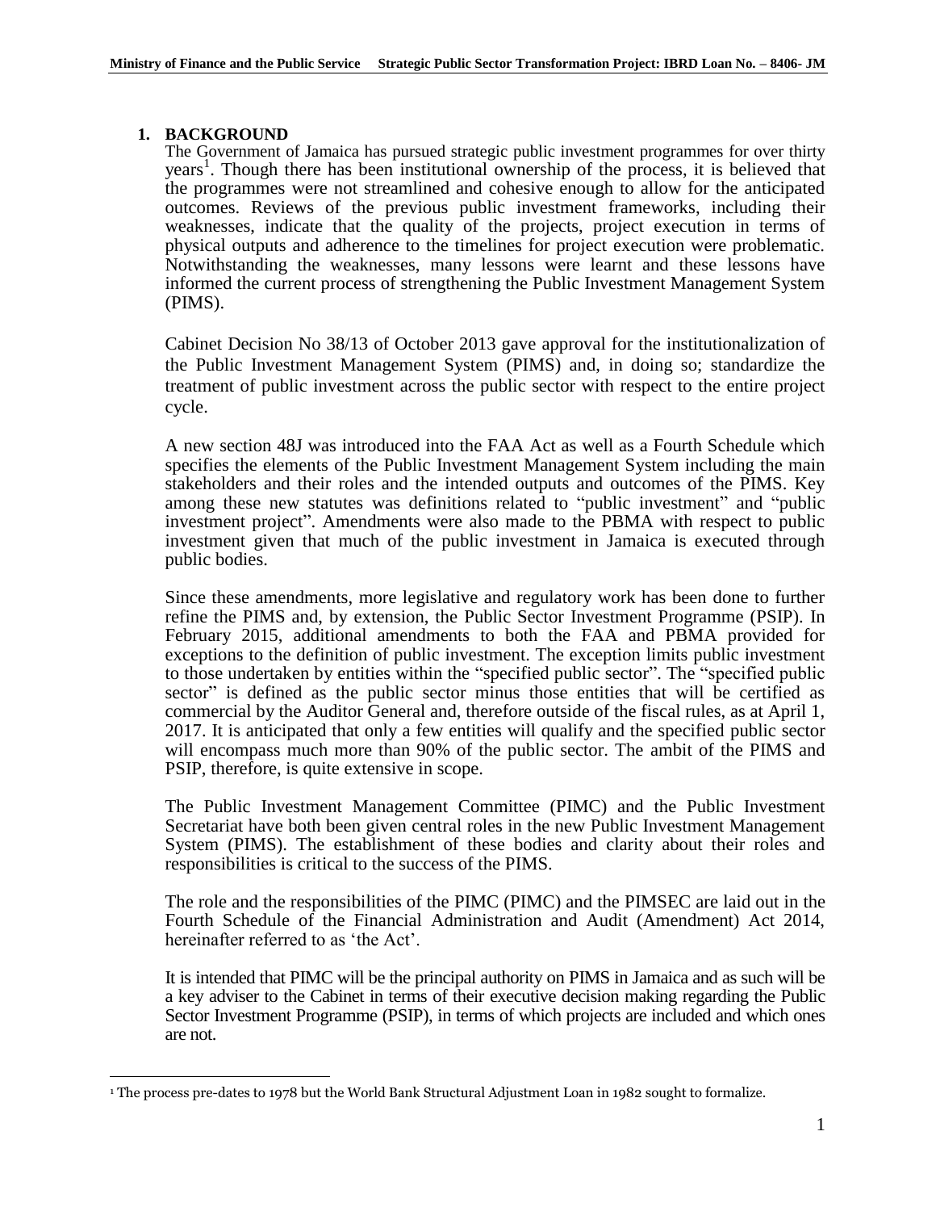## 1. BACKGROUND

The Government of Jamaica has pursued strategic public investment programmes for over thirty years[1]. Though there has been institutional ownership of the process, it is believed that the programmes were not streamlined and cohesive enough to allow for the anticipated outcomes. Reviews of the previous public investment frameworks, including their weaknesses, indicate that the quality of the projects, project execution in terms of physical outputs and adherence to the timelines for project execution were problematic. Notwithstanding the weaknesses, many lessons were learnt and these lessons have informed the current process of strengthening the Public Investment Management System (PIMS).

Cabinet Decision No 38/13 of October 2013 gave approval for the institutionalization of the Public Investment Management System (PIMS) and, in doing so; standardize the treatment of public investment across the public sector with respect to the entire project cycle.

A new section 48J was introduced into the FAA Act as well as a Fourth Schedule which specifies the elements of the Public Investment Management System including the main stakeholders and their roles and the intended outputs and outcomes of the PIMS. Key among these new statutes was definitions related to "public investment" and "public investment project". Amendments were also made to the PBMA with respect to public investment given that much of the public investment in Jamaica is executed through public bodies.

Since these amendments, more legislative and regulatory work has been done to further refine the PIMS and, by extension, the Public Sector Investment Programme (PSIP). In February 2015, additional amendments to both the FAA and PBMA provided for exceptions to the definition of public investment. The exception limits public investment to those undertaken by entities within the "specified public sector". The "specified public sector" is defined as the public sector minus those entities that will be certified as commercial by the Auditor General and, therefore outside of the fiscal rules, as at April 1, 2017. It is anticipated that only a few entities will qualify and the specified public sector will encompass much more than 90% of the public sector. The ambit of the PIMS and PSIP, therefore, is quite extensive in scope.

The Public Investment Management Committee (PIMC) and the Public Investment Secretariat have both been given central roles in the new Public Investment Management System (PIMS). The establishment of these bodies and clarity about their roles and responsibilities is critical to the success of the PIMS.

The role and the responsibilities of the PIMC (PIMC) and the PIMSEC are laid out in the Fourth Schedule of the Financial Administration and Audit (Amendment) Act 2014, hereinafter referred to as 'the Act'.

It is intended that PIMC will be the principal authority on PIMS in Jamaica and as such will be a key adviser to the Cabinet in terms of their executive decision making regarding the Public Sector Investment Programme (PSIP), in terms of which projects are included and which ones are not.

---

[1] The process pre-dates to 1978 but the World Bank Structural Adjustment Loan in 1982 sought to formalize.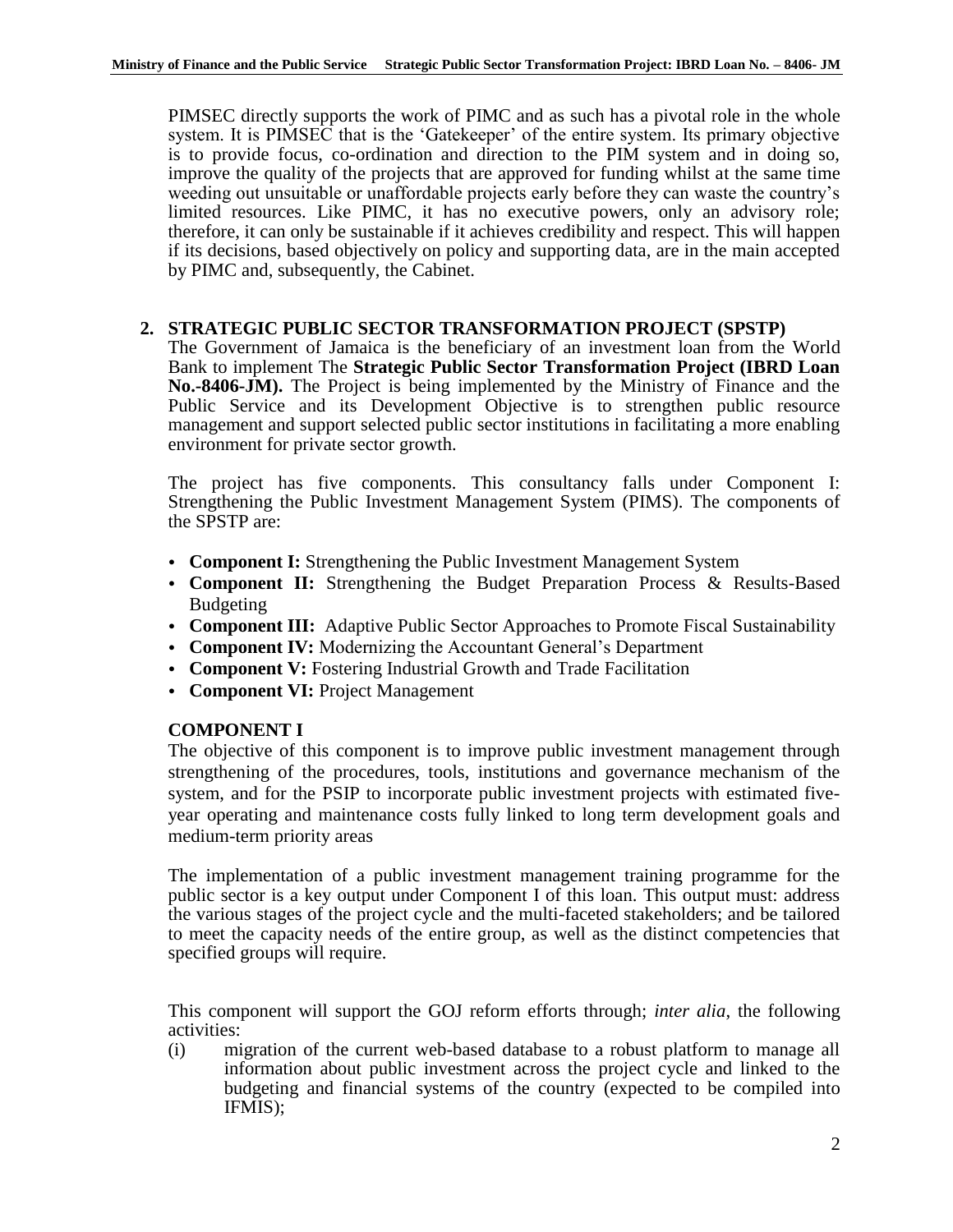PIMSEC directly supports the work of PIMC and as such has a pivotal role in the whole system. It is PIMSEC that is the 'Gatekeeper' of the entire system. Its primary objective is to provide focus, co-ordination and direction to the PIM system and in doing so, improve the quality of the projects that are approved for funding whilst at the same time weeding out unsuitable or unaffordable projects early before they can waste the country's limited resources. Like PIMC, it has no executive powers, only an advisory role; therefore, it can only be sustainable if it achieves credibility and respect. This will happen if its decisions, based objectively on policy and supporting data, are in the main accepted by PIMC and, subsequently, the Cabinet.

## 2. STRATEGIC PUBLIC SECTOR TRANSFORMATION PROJECT (SPSTP)

The Government of Jamaica is the beneficiary of an investment loan from the World Bank to implement The **Strategic Public Sector Transformation Project (IBRD Loan No.-8406-JM).** The Project is being implemented by the Ministry of Finance and the Public Service and its Development Objective is to strengthen public resource management and support selected public sector institutions in facilitating a more enabling environment for private sector growth.

The project has five components. This consultancy falls under Component I: Strengthening the Public Investment Management System (PIMS). The components of the SPSTP are:

- **Component I:** Strengthening the Public Investment Management System
- **Component II:** Strengthening the Budget Preparation Process & Results-Based Budgeting
- **Component III:** Adaptive Public Sector Approaches to Promote Fiscal Sustainability
- **Component IV:** Modernizing the Accountant General's Department
- **Component V:** Fostering Industrial Growth and Trade Facilitation
- **Component VI:** Project Management

### COMPONENT I

The objective of this component is to improve public investment management through strengthening of the procedures, tools, institutions and governance mechanism of the system, and for the PSIP to incorporate public investment projects with estimated five-year operating and maintenance costs fully linked to long term development goals and medium-term priority areas

The implementation of a public investment management training programme for the public sector is a key output under Component I of this loan. This output must: address the various stages of the project cycle and the multi-faceted stakeholders; and be tailored to meet the capacity needs of the entire group, as well as the distinct competencies that specified groups will require.

This component will support the GOJ reform efforts through; *inter alia*, the following activities:

(i) migration of the current web-based database to a robust platform to manage all information about public investment across the project cycle and linked to the budgeting and financial systems of the country (expected to be compiled into IFMIS);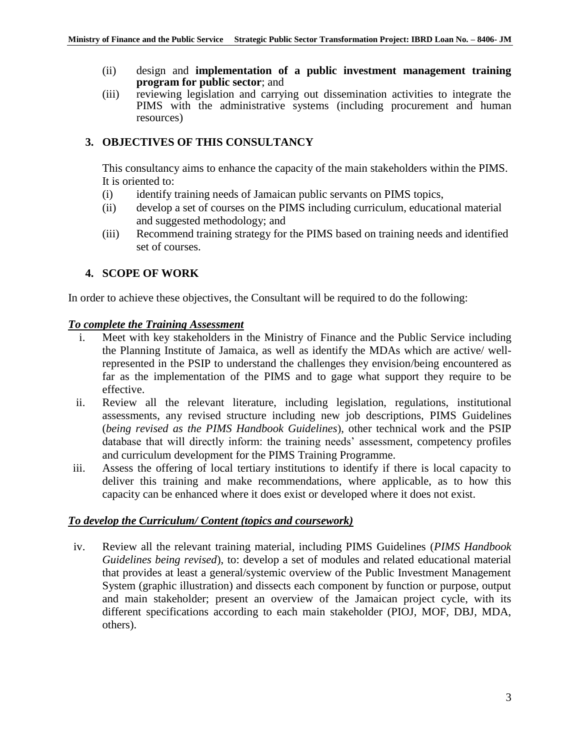(ii) design and **implementation of a public investment management training program for public sector**; and

(iii) reviewing legislation and carrying out dissemination activities to integrate the PIMS with the administrative systems (including procurement and human resources)

## 3. OBJECTIVES OF THIS CONSULTANCY

This consultancy aims to enhance the capacity of the main stakeholders within the PIMS. It is oriented to:

(i) identify training needs of Jamaican public servants on PIMS topics,

(ii) develop a set of courses on the PIMS including curriculum, educational material and suggested methodology; and

(iii) Recommend training strategy for the PIMS based on training needs and identified set of courses.

## 4. SCOPE OF WORK

In order to achieve these objectives, the Consultant will be required to do the following:

***To complete the Training Assessment***

i. Meet with key stakeholders in the Ministry of Finance and the Public Service including the Planning Institute of Jamaica, as well as identify the MDAs which are active/ well-represented in the PSIP to understand the challenges they envision/being encountered as far as the implementation of the PIMS and to gage what support they require to be effective.

ii. Review all the relevant literature, including legislation, regulations, institutional assessments, any revised structure including new job descriptions, PIMS Guidelines (*being revised as the PIMS Handbook Guidelines*), other technical work and the PSIP database that will directly inform: the training needs' assessment, competency profiles and curriculum development for the PIMS Training Programme.

iii. Assess the offering of local tertiary institutions to identify if there is local capacity to deliver this training and make recommendations, where applicable, as to how this capacity can be enhanced where it does exist or developed where it does not exist.

***To develop the Curriculum/ Content (topics and coursework)***

iv. Review all the relevant training material, including PIMS Guidelines (*PIMS Handbook Guidelines being revised*), to: develop a set of modules and related educational material that provides at least a general/systemic overview of the Public Investment Management System (graphic illustration) and dissects each component by function or purpose, output and main stakeholder; present an overview of the Jamaican project cycle, with its different specifications according to each main stakeholder (PIOJ, MOF, DBJ, MDA, others).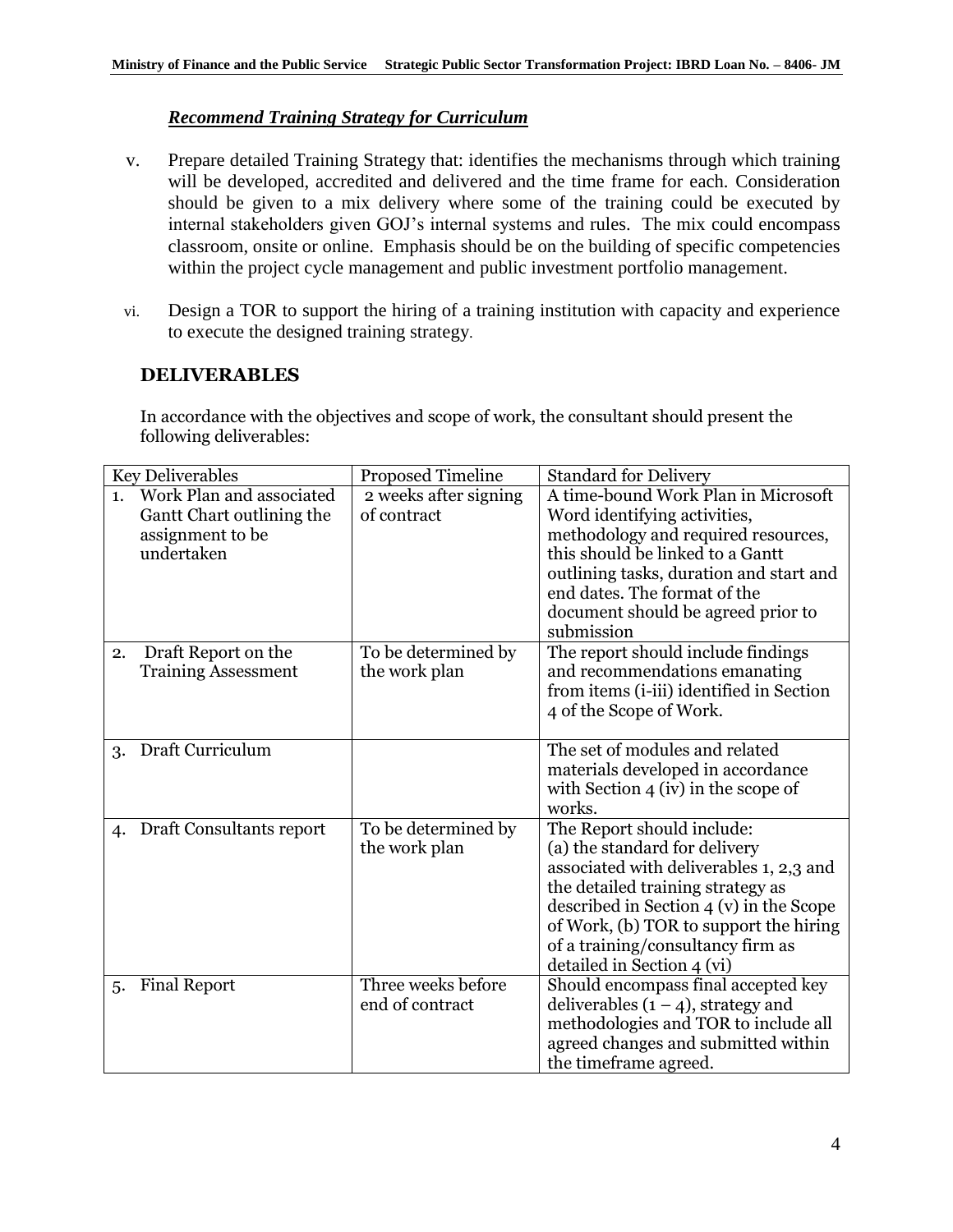### *Recommend Training Strategy for Curriculum*

v. Prepare detailed Training Strategy that: identifies the mechanisms through which training will be developed, accredited and delivered and the time frame for each. Consideration should be given to a mix delivery where some of the training could be executed by internal stakeholders given GOJ's internal systems and rules. The mix could encompass classroom, onsite or online. Emphasis should be on the building of specific competencies within the project cycle management and public investment portfolio management.

vi. Design a TOR to support the hiring of a training institution with capacity and experience to execute the designed training strategy.

## DELIVERABLES

In accordance with the objectives and scope of work, the consultant should present the following deliverables:

| Key Deliverables | Proposed Timeline | Standard for Delivery |
|---|---|---|
| 1. Work Plan and associated Gantt Chart outlining the assignment to be undertaken | 2 weeks after signing of contract | A time-bound Work Plan in Microsoft Word identifying activities, methodology and required resources, this should be linked to a Gantt outlining tasks, duration and start and end dates. The format of the document should be agreed prior to submission |
| 2. Draft Report on the Training Assessment | To be determined by the work plan | The report should include findings and recommendations emanating from items (i-iii) identified in Section 4 of the Scope of Work. |
| 3. Draft Curriculum | | The set of modules and related materials developed in accordance with Section 4 (iv) in the scope of works. |
| 4. Draft Consultants report | To be determined by the work plan | The Report should include: (a) the standard for delivery associated with deliverables 1, 2,3 and the detailed training strategy as described in Section 4 (v) in the Scope of Work, (b) TOR to support the hiring of a training/consultancy firm as detailed in Section 4 (vi) |
| 5. Final Report | Three weeks before end of contract | Should encompass final accepted key deliverables (1 – 4), strategy and methodologies and TOR to include all agreed changes and submitted within the timeframe agreed. |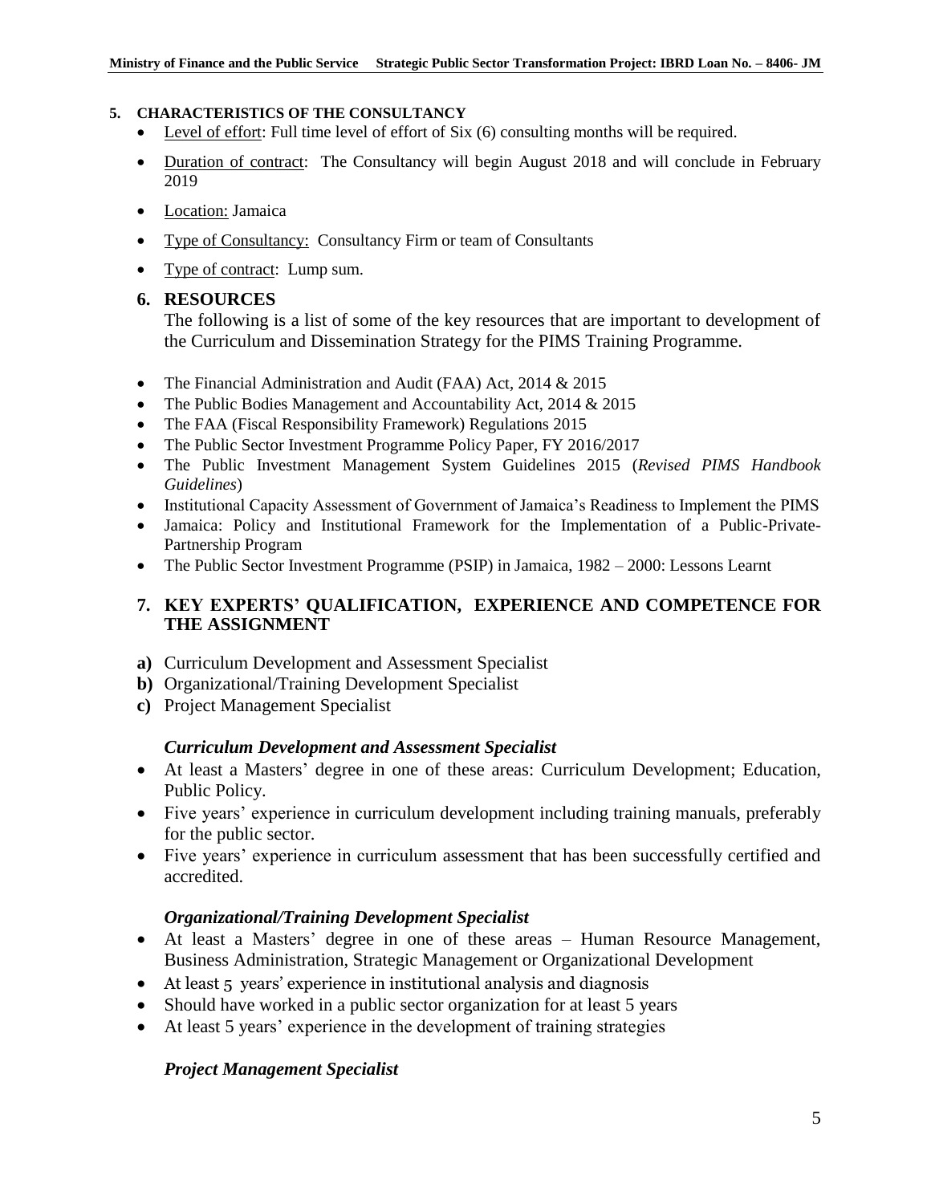**5. CHARACTERISTICS OF THE CONSULTANCY**

- Level of effort: Full time level of effort of Six (6) consulting months will be required.
- Duration of contract: The Consultancy will begin August 2018 and will conclude in February 2019
- Location: Jamaica
- Type of Consultancy: Consultancy Firm or team of Consultants
- Type of contract: Lump sum.

## 6. RESOURCES

The following is a list of some of the key resources that are important to development of the Curriculum and Dissemination Strategy for the PIMS Training Programme.

- The Financial Administration and Audit (FAA) Act, 2014 & 2015
- The Public Bodies Management and Accountability Act, 2014 & 2015
- The FAA (Fiscal Responsibility Framework) Regulations 2015
- The Public Sector Investment Programme Policy Paper, FY 2016/2017
- The Public Investment Management System Guidelines 2015 (*Revised PIMS Handbook Guidelines*)
- Institutional Capacity Assessment of Government of Jamaica's Readiness to Implement the PIMS
- Jamaica: Policy and Institutional Framework for the Implementation of a Public-Private-Partnership Program
- The Public Sector Investment Programme (PSIP) in Jamaica, 1982 – 2000: Lessons Learnt

## 7. KEY EXPERTS' QUALIFICATION, EXPERIENCE AND COMPETENCE FOR THE ASSIGNMENT

**a)** Curriculum Development and Assessment Specialist
**b)** Organizational/Training Development Specialist
**c)** Project Management Specialist

### *Curriculum Development and Assessment Specialist*

- At least a Masters' degree in one of these areas: Curriculum Development; Education, Public Policy.
- Five years' experience in curriculum development including training manuals, preferably for the public sector.
- Five years' experience in curriculum assessment that has been successfully certified and accredited.

### *Organizational/Training Development Specialist*

- At least a Masters' degree in one of these areas – Human Resource Management, Business Administration, Strategic Management or Organizational Development
- At least 5 years' experience in institutional analysis and diagnosis
- Should have worked in a public sector organization for at least 5 years
- At least 5 years' experience in the development of training strategies

### *Project Management Specialist*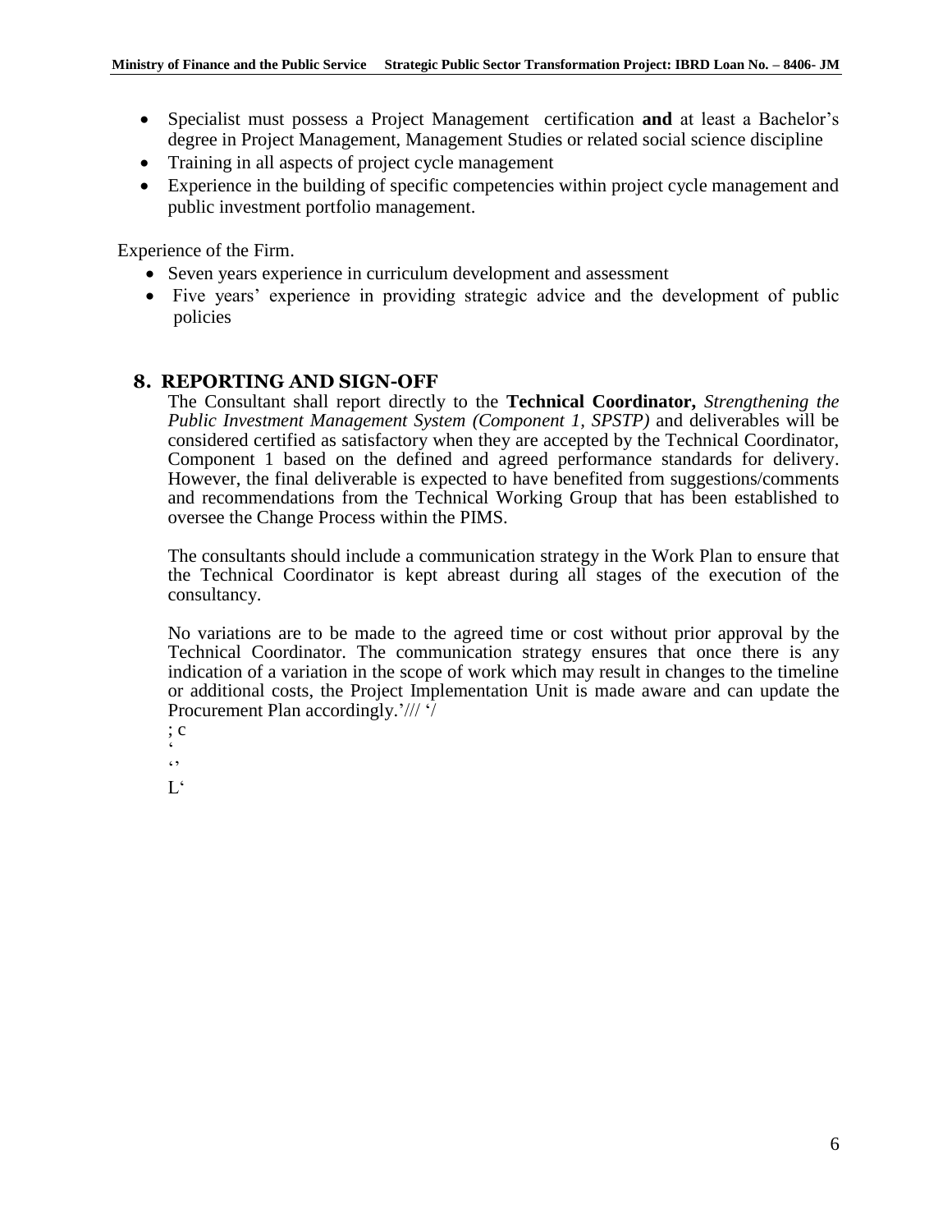- Specialist must possess a Project Management certification **and** at least a Bachelor's degree in Project Management, Management Studies or related social science discipline
- Training in all aspects of project cycle management
- Experience in the building of specific competencies within project cycle management and public investment portfolio management.

Experience of the Firm.

- Seven years experience in curriculum development and assessment
- Five years' experience in providing strategic advice and the development of public policies

## 8. REPORTING AND SIGN-OFF

The Consultant shall report directly to the **Technical Coordinator,** *Strengthening the Public Investment Management System (Component 1, SPSTP)* and deliverables will be considered certified as satisfactory when they are accepted by the Technical Coordinator, Component 1 based on the defined and agreed performance standards for delivery. However, the final deliverable is expected to have benefited from suggestions/comments and recommendations from the Technical Working Group that has been established to oversee the Change Process within the PIMS.

The consultants should include a communication strategy in the Work Plan to ensure that the Technical Coordinator is kept abreast during all stages of the execution of the consultancy.

No variations are to be made to the agreed time or cost without prior approval by the Technical Coordinator. The communication strategy ensures that once there is any indication of a variation in the scope of work which may result in changes to the timeline or additional costs, the Project Implementation Unit is made aware and can update the Procurement Plan accordingly.'/// '/

; c

'

''

L'